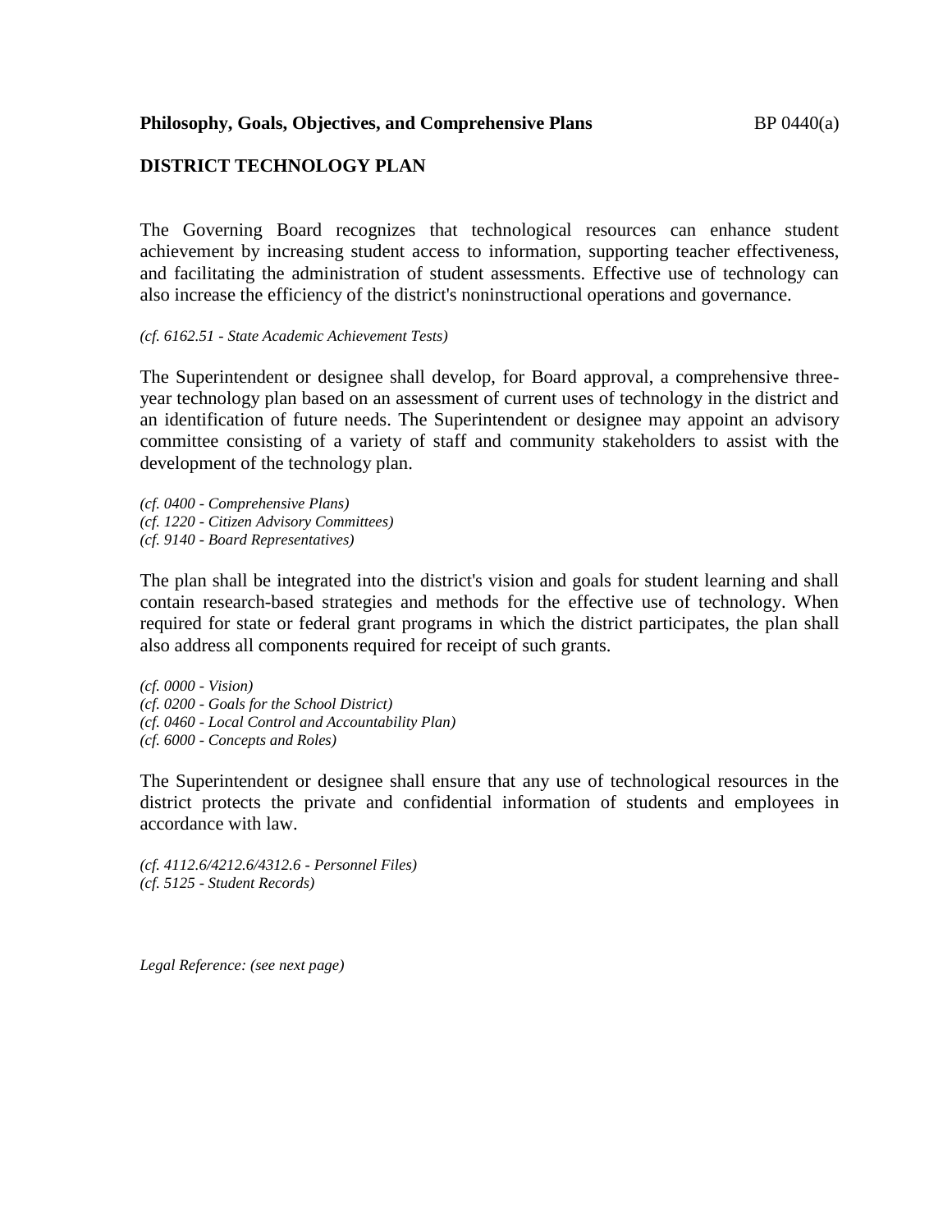**Philosophy, Goals, Objectives, and Comprehensive Plans** BP 0440(a)

## DISTRICT TECHNOLOGY PLAN

The Governing Board recognizes that technological resources can enhance student achievement by increasing student access to information, supporting teacher effectiveness, and facilitating the administration of student assessments. Effective use of technology can also increase the efficiency of the district's noninstructional operations and governance.

*(cf. 6162.51 - State Academic Achievement Tests)*

The Superintendent or designee shall develop, for Board approval, a comprehensive three-year technology plan based on an assessment of current uses of technology in the district and an identification of future needs. The Superintendent or designee may appoint an advisory committee consisting of a variety of staff and community stakeholders to assist with the development of the technology plan.

*(cf. 0400 - Comprehensive Plans)*
*(cf. 1220 - Citizen Advisory Committees)*
*(cf. 9140 - Board Representatives)*

The plan shall be integrated into the district's vision and goals for student learning and shall contain research-based strategies and methods for the effective use of technology. When required for state or federal grant programs in which the district participates, the plan shall also address all components required for receipt of such grants.

*(cf. 0000 - Vision)*
*(cf. 0200 - Goals for the School District)*
*(cf. 0460 - Local Control and Accountability Plan)*
*(cf. 6000 - Concepts and Roles)*

The Superintendent or designee shall ensure that any use of technological resources in the district protects the private and confidential information of students and employees in accordance with law.

*(cf. 4112.6/4212.6/4312.6 - Personnel Files)*
*(cf. 5125 - Student Records)*

*Legal Reference: (see next page)*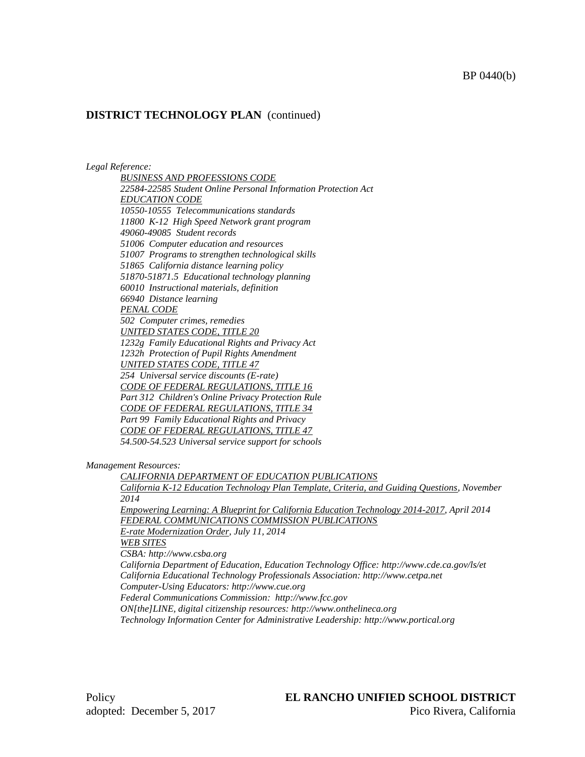**DISTRICT TECHNOLOGY PLAN** (continued)

*Legal Reference:*

*BUSINESS AND PROFESSIONS CODE*
*22584-22585 Student Online Personal Information Protection Act*
*EDUCATION CODE*
*10550-10555 Telecommunications standards*
*11800 K-12 High Speed Network grant program*
*49060-49085 Student records*
*51006 Computer education and resources*
*51007 Programs to strengthen technological skills*
*51865 California distance learning policy*
*51870-51871.5 Educational technology planning*
*60010 Instructional materials, definition*
*66940 Distance learning*
*PENAL CODE*
*502 Computer crimes, remedies*
*UNITED STATES CODE, TITLE 20*
*1232g Family Educational Rights and Privacy Act*
*1232h Protection of Pupil Rights Amendment*
*UNITED STATES CODE, TITLE 47*
*254 Universal service discounts (E-rate)*
*CODE OF FEDERAL REGULATIONS, TITLE 16*
*Part 312 Children's Online Privacy Protection Rule*
*CODE OF FEDERAL REGULATIONS, TITLE 34*
*Part 99 Family Educational Rights and Privacy*
*CODE OF FEDERAL REGULATIONS, TITLE 47*
*54.500-54.523 Universal service support for schools*

*Management Resources:*

*CALIFORNIA DEPARTMENT OF EDUCATION PUBLICATIONS*
*California K-12 Education Technology Plan Template, Criteria, and Guiding Questions, November 2014*
*Empowering Learning: A Blueprint for California Education Technology 2014-2017, April 2014*
*FEDERAL COMMUNICATIONS COMMISSION PUBLICATIONS*
*E-rate Modernization Order, July 11, 2014*
*WEB SITES*
*CSBA: http://www.csba.org*
*California Department of Education, Education Technology Office: http://www.cde.ca.gov/ls/et*
*California Educational Technology Professionals Association: http://www.cetpa.net*
*Computer-Using Educators: http://www.cue.org*
*Federal Communications Commission: http://www.fcc.gov*
*ON[the]LINE, digital citizenship resources: http://www.onthelineca.org*
*Technology Information Center for Administrative Leadership: http://www.portical.org*

Policy
adopted: December 5, 2017

**EL RANCHO UNIFIED SCHOOL DISTRICT**
Pico Rivera, California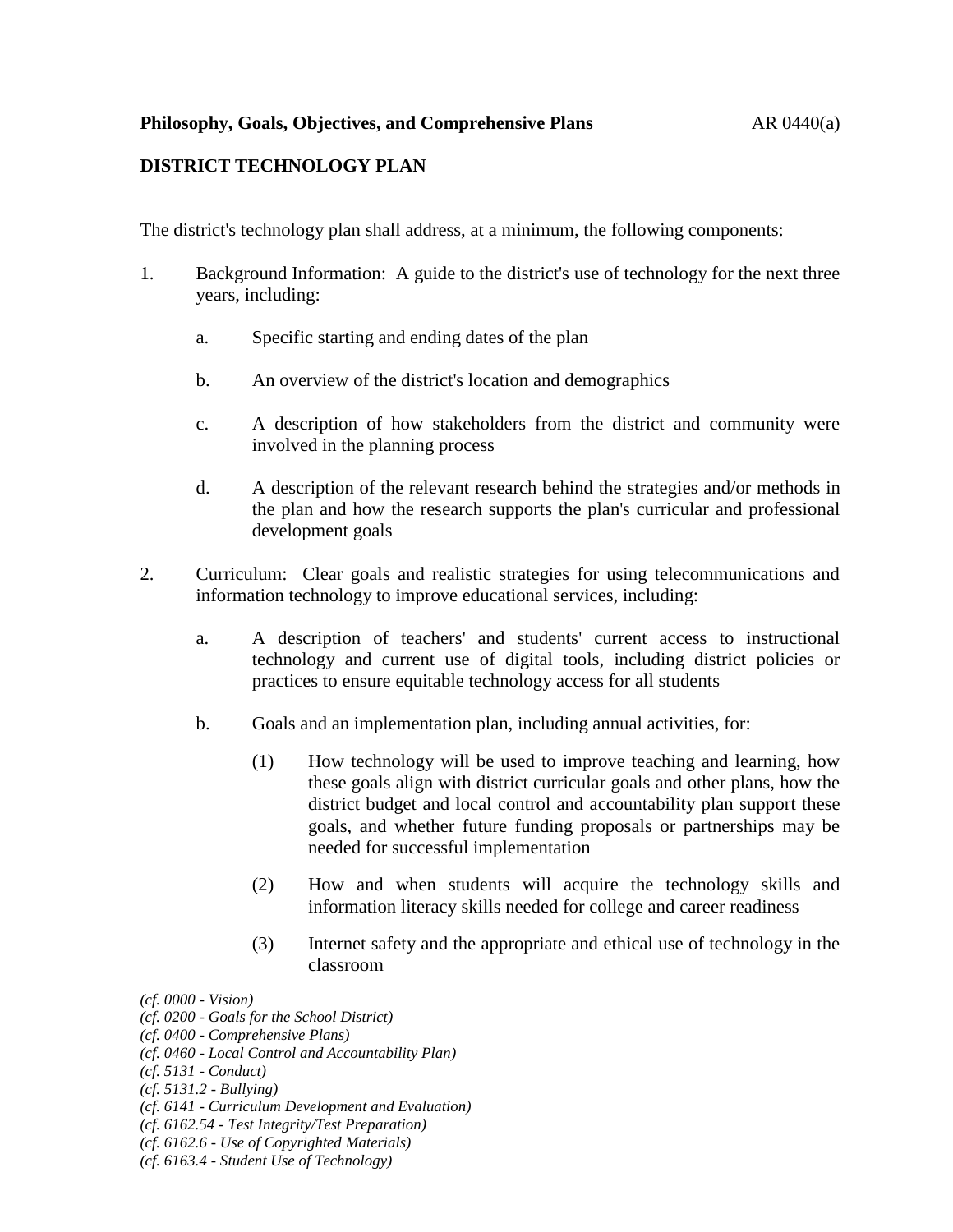**Philosophy, Goals, Objectives, and Comprehensive Plans** AR 0440(a)

**DISTRICT TECHNOLOGY PLAN**

The district's technology plan shall address, at a minimum, the following components:

1. Background Information: A guide to the district's use of technology for the next three years, including:

   a. Specific starting and ending dates of the plan

   b. An overview of the district's location and demographics

   c. A description of how stakeholders from the district and community were involved in the planning process

   d. A description of the relevant research behind the strategies and/or methods in the plan and how the research supports the plan's curricular and professional development goals

2. Curriculum: Clear goals and realistic strategies for using telecommunications and information technology to improve educational services, including:

   a. A description of teachers' and students' current access to instructional technology and current use of digital tools, including district policies or practices to ensure equitable technology access for all students

   b. Goals and an implementation plan, including annual activities, for:

      (1) How technology will be used to improve teaching and learning, how these goals align with district curricular goals and other plans, how the district budget and local control and accountability plan support these goals, and whether future funding proposals or partnerships may be needed for successful implementation

      (2) How and when students will acquire the technology skills and information literacy skills needed for college and career readiness

      (3) Internet safety and the appropriate and ethical use of technology in the classroom

*(cf. 0000 - Vision)*
*(cf. 0200 - Goals for the School District)*
*(cf. 0400 - Comprehensive Plans)*
*(cf. 0460 - Local Control and Accountability Plan)*
*(cf. 5131 - Conduct)*
*(cf. 5131.2 - Bullying)*
*(cf. 6141 - Curriculum Development and Evaluation)*
*(cf. 6162.54 - Test Integrity/Test Preparation)*
*(cf. 6162.6 - Use of Copyrighted Materials)*
*(cf. 6163.4 - Student Use of Technology)*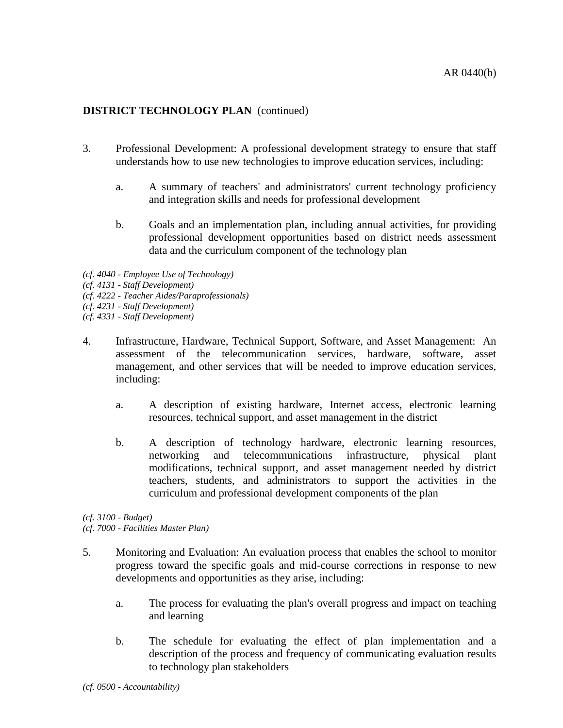**DISTRICT TECHNOLOGY PLAN** (continued)

3. Professional Development: A professional development strategy to ensure that staff understands how to use new technologies to improve education services, including:

   a. A summary of teachers' and administrators' current technology proficiency and integration skills and needs for professional development

   b. Goals and an implementation plan, including annual activities, for providing professional development opportunities based on district needs assessment data and the curriculum component of the technology plan

*(cf. 4040 - Employee Use of Technology)*
*(cf. 4131 - Staff Development)*
*(cf. 4222 - Teacher Aides/Paraprofessionals)*
*(cf. 4231 - Staff Development)*
*(cf. 4331 - Staff Development)*

4. Infrastructure, Hardware, Technical Support, Software, and Asset Management: An assessment of the telecommunication services, hardware, software, asset management, and other services that will be needed to improve education services, including:

   a. A description of existing hardware, Internet access, electronic learning resources, technical support, and asset management in the district

   b. A description of technology hardware, electronic learning resources, networking and telecommunications infrastructure, physical plant modifications, technical support, and asset management needed by district teachers, students, and administrators to support the activities in the curriculum and professional development components of the plan

*(cf. 3100 - Budget)*
*(cf. 7000 - Facilities Master Plan)*

5. Monitoring and Evaluation: An evaluation process that enables the school to monitor progress toward the specific goals and mid-course corrections in response to new developments and opportunities as they arise, including:

   a. The process for evaluating the plan's overall progress and impact on teaching and learning

   b. The schedule for evaluating the effect of plan implementation and a description of the process and frequency of communicating evaluation results to technology plan stakeholders

*(cf. 0500 - Accountability)*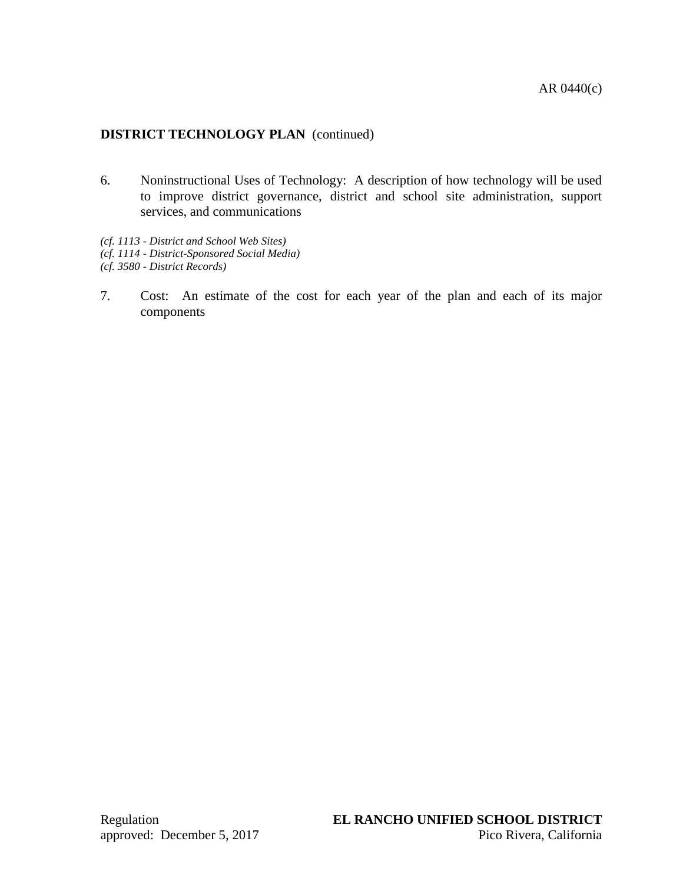**DISTRICT TECHNOLOGY PLAN** (continued)

6. Noninstructional Uses of Technology: A description of how technology will be used to improve district governance, district and school site administration, support services, and communications

*(cf. 1113 - District and School Web Sites)*
*(cf. 1114 - District-Sponsored Social Media)*
*(cf. 3580 - District Records)*

7. Cost: An estimate of the cost for each year of the plan and each of its major components

Regulation approved: December 5, 2017

**EL RANCHO UNIFIED SCHOOL DISTRICT**
Pico Rivera, California